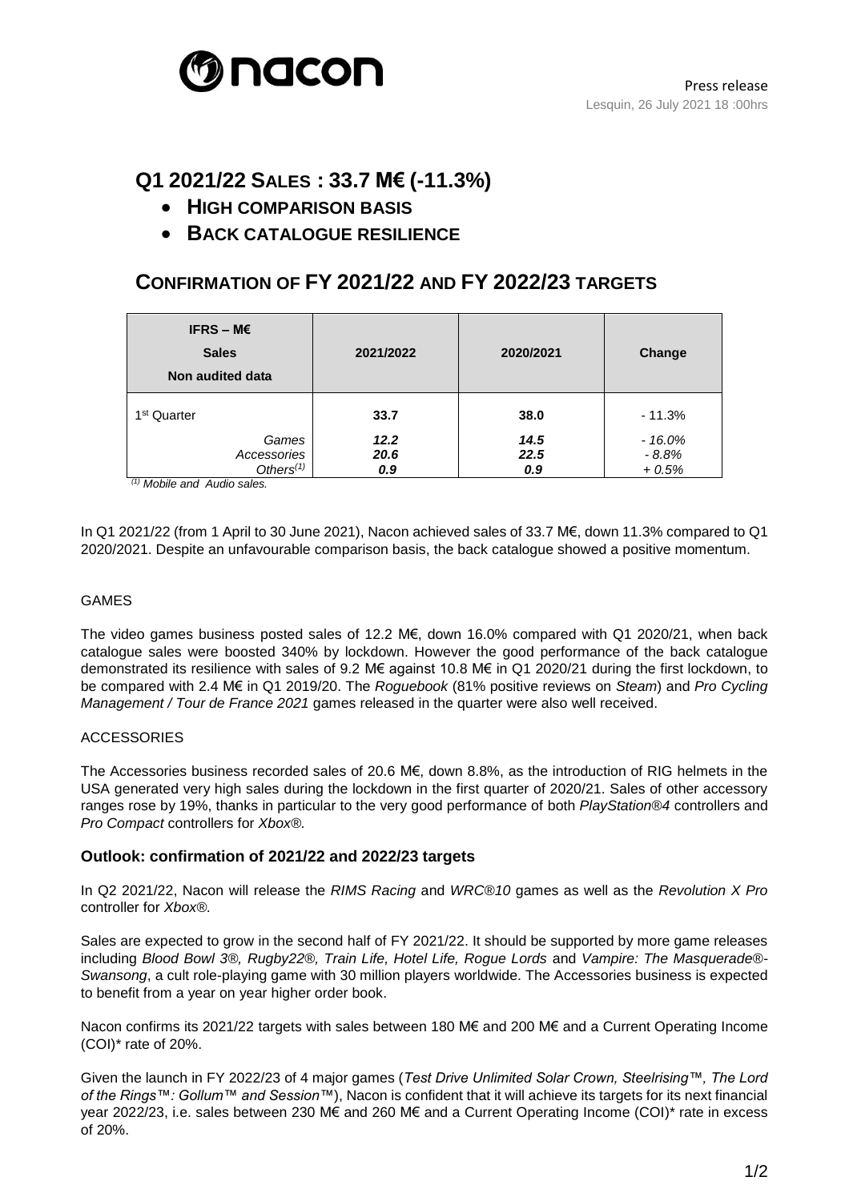Press release
Lesquin, 26 July 2021 18 :00hrs

# Q1 2021/22 SALES : 33.7 M€ (-11.3%)

- **HIGH COMPARISON BASIS**
- **BACK CATALOGUE RESILIENCE**

# CONFIRMATION OF FY 2021/22 AND FY 2022/23 TARGETS

| IFRS – M€ Sales Non audited data | 2021/2022 | 2020/2021 | Change |
|---|---|---|---|
| 1st Quarter | **33.7** | **38.0** | - 11.3% |
| *Games* | ***12.2*** | ***14.5*** | *- 16.0%* |
| *Accessories* | ***20.6*** | ***22.5*** | *- 8.8%* |
| *Others[(1)]* | ***0.9*** | ***0.9*** | *+ 0.5%* |

*[(1)] Mobile and Audio sales.*

In Q1 2021/22 (from 1 April to 30 June 2021), Nacon achieved sales of 33.7 M€, down 11.3% compared to Q1 2020/2021. Despite an unfavourable comparison basis, the back catalogue showed a positive momentum.

GAMES

The video games business posted sales of 12.2 M€, down 16.0% compared with Q1 2020/21, when back catalogue sales were boosted 340% by lockdown. However the good performance of the back catalogue demonstrated its resilience with sales of 9.2 M€ against 10.8 M€ in Q1 2020/21 during the first lockdown, to be compared with 2.4 M€ in Q1 2019/20. The *Roguebook* (81% positive reviews on *Steam*) and *Pro Cycling Management / Tour de France 2021* games released in the quarter were also well received.

ACCESSORIES

The Accessories business recorded sales of 20.6 M€, down 8.8%, as the introduction of RIG helmets in the USA generated very high sales during the lockdown in the first quarter of 2020/21. Sales of other accessory ranges rose by 19%, thanks in particular to the very good performance of both *PlayStation®4* controllers and *Pro Compact* controllers for *Xbox®.*

### Outlook: confirmation of 2021/22 and 2022/23 targets

In Q2 2021/22, Nacon will release the *RIMS Racing* and *WRC®10* games as well as the *Revolution X Pro* controller for *Xbox®.*

Sales are expected to grow in the second half of FY 2021/22. It should be supported by more game releases including *Blood Bowl 3®, Rugby22®, Train Life, Hotel Life, Rogue Lords* and *Vampire: The Masquerade®-Swansong*, a cult role-playing game with 30 million players worldwide. The Accessories business is expected to benefit from a year on year higher order book.

Nacon confirms its 2021/22 targets with sales between 180 M€ and 200 M€ and a Current Operating Income (COI)* rate of 20%.

Given the launch in FY 2022/23 of 4 major games (*Test Drive Unlimited Solar Crown, Steelrising™, The Lord of the Rings™: Gollum™ and Session™*), Nacon is confident that it will achieve its targets for its next financial year 2022/23, i.e. sales between 230 M€ and 260 M€ and a Current Operating Income (COI)* rate in excess of 20%.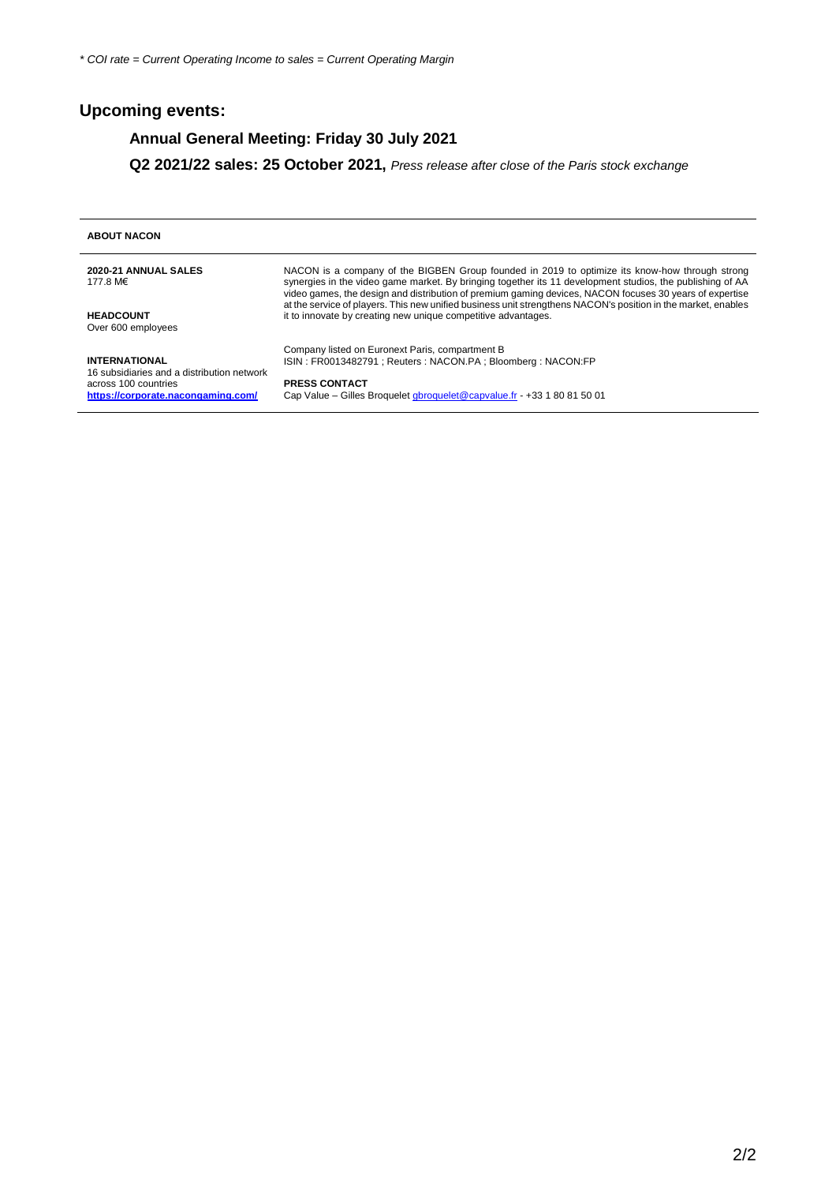*\* COI rate = Current Operating Income to sales = Current Operating Margin*

## Upcoming events:

### Annual General Meeting: Friday 30 July 2021

### Q2 2021/22 sales: 25 October 2021, *Press release after close of the Paris stock exchange*

---

**ABOUT NACON**

---

**2020-21 ANNUAL SALES**
177.8 M€

**HEADCOUNT**
Over 600 employees

**INTERNATIONAL**
16 subsidiaries and a distribution network across 100 countries
**https://corporate.nacongaming.com/**

NACON is a company of the BIGBEN Group founded in 2019 to optimize its know-how through strong synergies in the video game market. By bringing together its 11 development studios, the publishing of AA video games, the design and distribution of premium gaming devices, NACON focuses 30 years of expertise at the service of players. This new unified business unit strengthens NACON's position in the market, enables it to innovate by creating new unique competitive advantages.

Company listed on Euronext Paris, compartment B
ISIN : FR0013482791 ; Reuters : NACON.PA ; Bloomberg : NACON:FP

**PRESS CONTACT**
Cap Value – Gilles Broquelet gbroquelet@capvalue.fr - +33 1 80 81 50 01